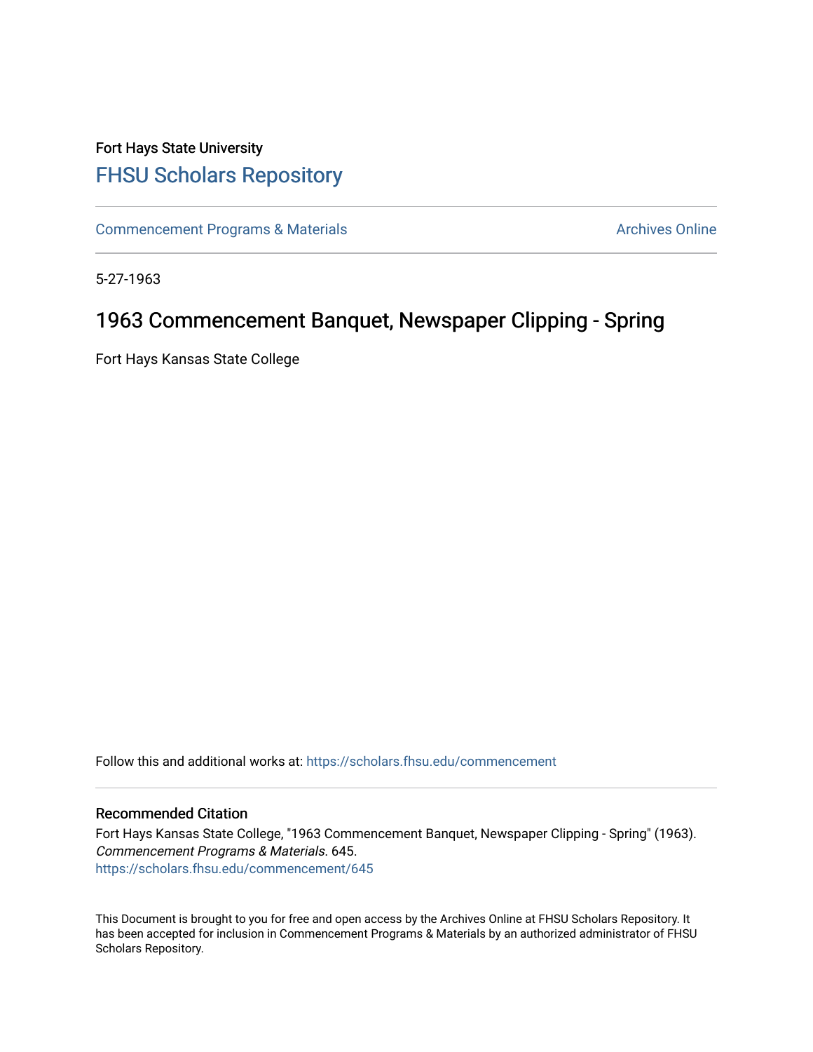Fort Hays State University

# FHSU Scholars Repository

Commencement Programs & Materials

Archives Online

5-27-1963

## 1963 Commencement Banquet, Newspaper Clipping - Spring

Fort Hays Kansas State College

Follow this and additional works at: https://scholars.fhsu.edu/commencement

### Recommended Citation

Fort Hays Kansas State College, "1963 Commencement Banquet, Newspaper Clipping - Spring" (1963). *Commencement Programs & Materials*. 645.
https://scholars.fhsu.edu/commencement/645

This Document is brought to you for free and open access by the Archives Online at FHSU Scholars Repository. It has been accepted for inclusion in Commencement Programs & Materials by an authorized administrator of FHSU Scholars Repository.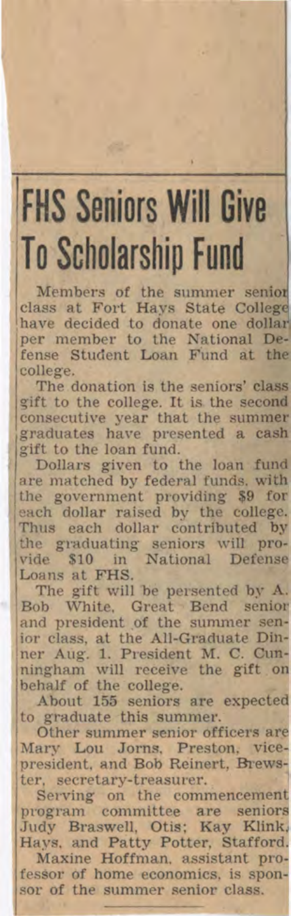# FHS Seniors Will Give To Scholarship Fund

Members of the summer senior class at Fort Hays State College have decided to donate one dollar per member to the National Defense Student Loan Fund at the college.

The donation is the seniors' class gift to the college. It is the second consecutive year that the summer graduates have presented a cash gift to the loan fund.

Dollars given to the loan fund are matched by federal funds, with the government providing $9 for each dollar raised by the college. Thus each dollar contributed by the graduating seniors will provide $10 in National Defense Loans at FHS.

The gift will be persented by A. Bob White, Great Bend senior and president of the summer senior class, at the All-Graduate Dinner Aug. 1. President M. C. Cunningham will receive the gift on behalf of the college.

About 155 seniors are expected to graduate this summer.

Other summer senior officers are Mary Lou Jorns, Preston, vice-president, and Bob Reinert, Brewster, secretary-treasurer.

Serving on the commencement program committee are seniors Judy Braswell, Otis; Kay Klink, Hays, and Patty Potter, Stafford.

Maxine Hoffman, assistant professor of home economics, is sponsor of the summer senior class.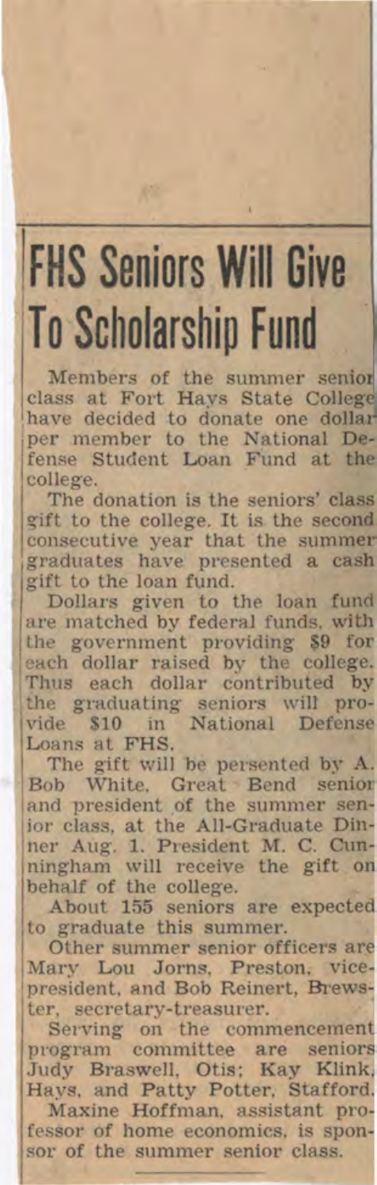# FHS Seniors Will Give To Scholarship Fund

Members of the summer senior class at Fort Hays State College have decided to donate one dollar per member to the National Defense Student Loan Fund at the college.

The donation is the seniors' class gift to the college. It is the second consecutive year that the summer graduates have presented a cash gift to the loan fund.

Dollars given to the loan fund are matched by federal funds, with the government providing $9 for each dollar raised by the college. Thus each dollar contributed by the graduating seniors will provide $10 in National Defense Loans at FHS.

The gift will be persented by A. Bob White, Great Bend senior and president of the summer senior class, at the All-Graduate Dinner Aug. 1. President M. C. Cunningham will receive the gift on behalf of the college.

About 155 seniors are expected to graduate this summer.

Other summer senior officers are Mary Lou Jorns, Preston, vice-president, and Bob Reinert, Brewster, secretary-treasurer.

Serving on the commencement program committee are seniors Judy Braswell, Otis; Kay Klink, Hays, and Patty Potter, Stafford.

Maxine Hoffman, assistant professor of home economics, is sponsor of the summer senior class.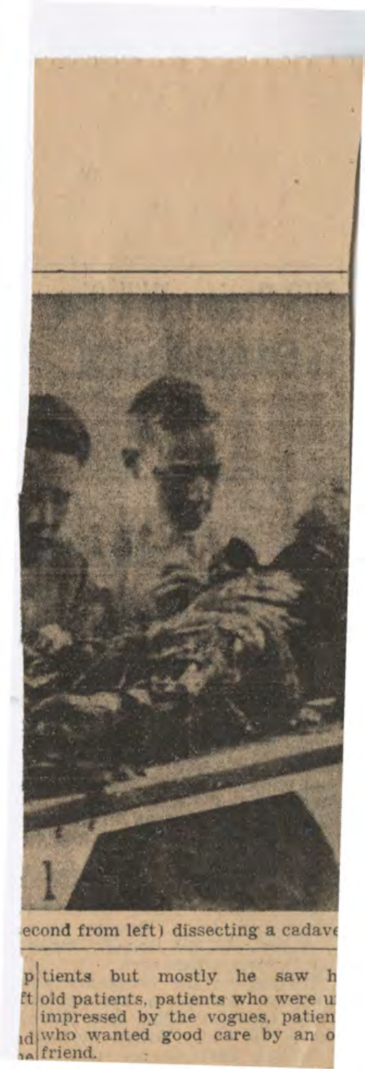econd from left) dissecting a cadave

p tients but mostly he saw h
ft old patients, patients who were u
impressed by the vogues, patien
d who wanted good care by an o
e friend.